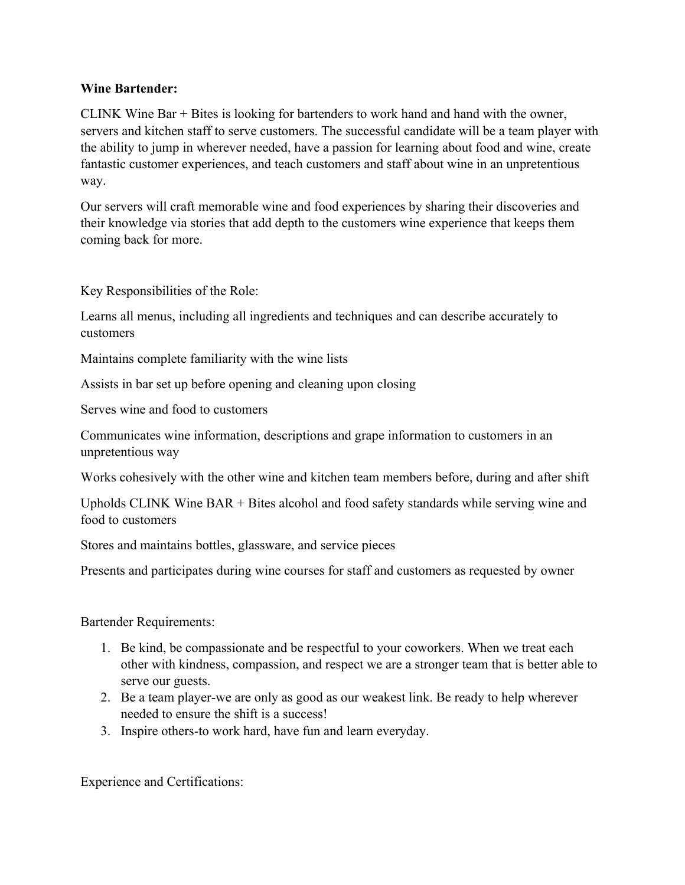**Wine Bartender:**

CLINK Wine Bar + Bites is looking for bartenders to work hand and hand with the owner, servers and kitchen staff to serve customers. The successful candidate will be a team player with the ability to jump in wherever needed, have a passion for learning about food and wine, create fantastic customer experiences, and teach customers and staff about wine in an unpretentious way.

Our servers will craft memorable wine and food experiences by sharing their discoveries and their knowledge via stories that add depth to the customers wine experience that keeps them coming back for more.

Key Responsibilities of the Role:

Learns all menus, including all ingredients and techniques and can describe accurately to customers

Maintains complete familiarity with the wine lists

Assists in bar set up before opening and cleaning upon closing

Serves wine and food to customers

Communicates wine information, descriptions and grape information to customers in an unpretentious way

Works cohesively with the other wine and kitchen team members before, during and after shift

Upholds CLINK Wine BAR + Bites alcohol and food safety standards while serving wine and food to customers

Stores and maintains bottles, glassware, and service pieces

Presents and participates during wine courses for staff and customers as requested by owner

Bartender Requirements:

1. Be kind, be compassionate and be respectful to your coworkers. When we treat each other with kindness, compassion, and respect we are a stronger team that is better able to serve our guests.
2. Be a team player-we are only as good as our weakest link. Be ready to help wherever needed to ensure the shift is a success!
3. Inspire others-to work hard, have fun and learn everyday.

Experience and Certifications: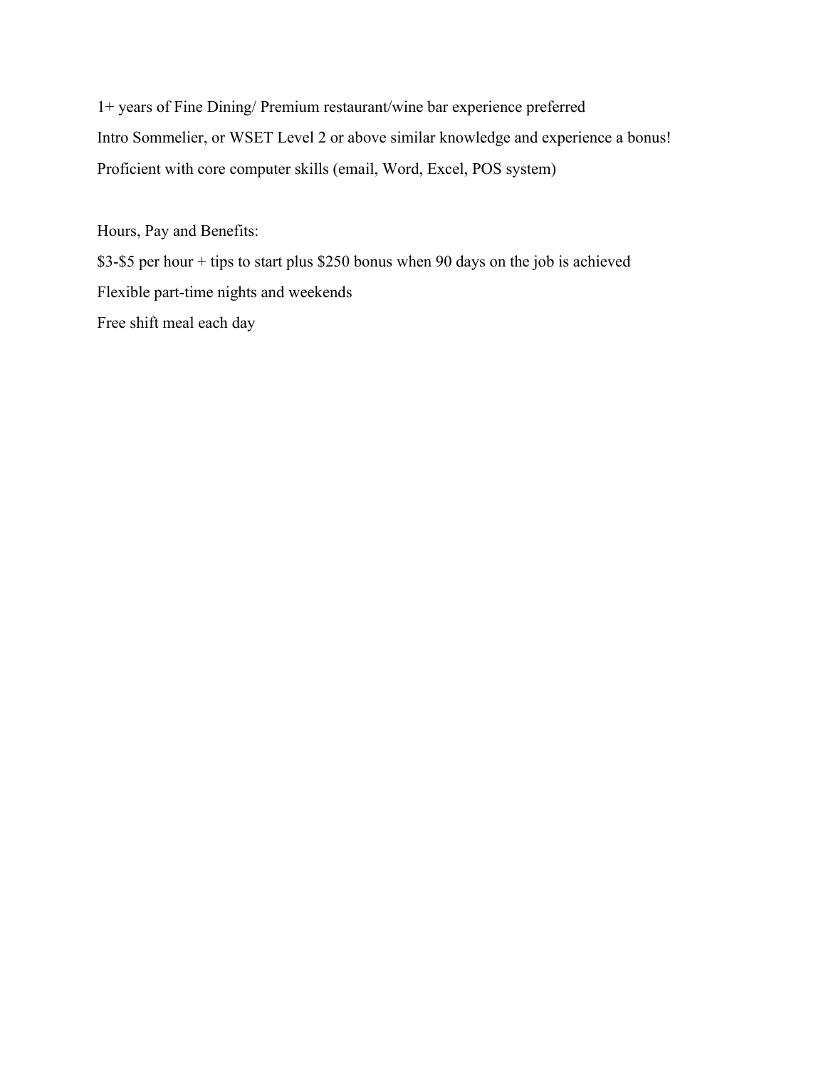1+ years of Fine Dining/ Premium restaurant/wine bar experience preferred

Intro Sommelier, or WSET Level 2 or above similar knowledge and experience a bonus!

Proficient with core computer skills (email, Word, Excel, POS system)

Hours, Pay and Benefits:

$3-$5 per hour + tips to start plus $250 bonus when 90 days on the job is achieved

Flexible part-time nights and weekends

Free shift meal each day